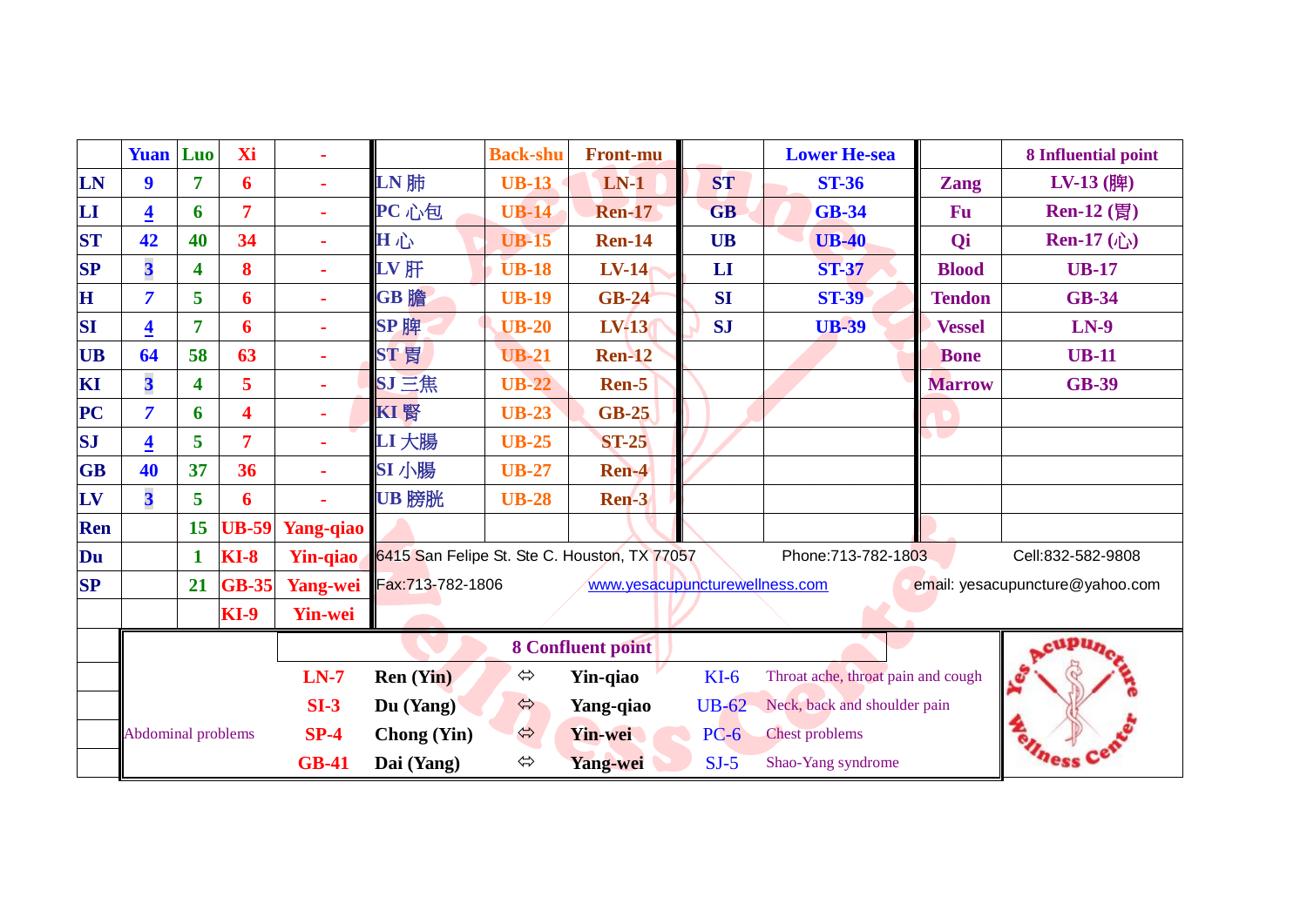| | Yuan | Luo | Xi | - |
|---|---|---|---|---|
| LN | 9 | 7 | 6 | - |
| LI | 4 | 6 | 7 | - |
| ST | 42 | 40 | 34 | - |
| SP | 3 | 4 | 8 | - |
| H | 7 | 5 | 6 | - |
| SI | 4 | 7 | 6 | - |
| UB | 64 | 58 | 63 | - |
| KI | 3 | 4 | 5 | - |
| PC | 7 | 6 | 4 | - |
| SJ | 4 | 5 | 7 | - |
| GB | 40 | 37 | 36 | - |
| LV | 3 | 5 | 6 | - |
| Ren | | 15 | UB-59 | Yang-qiao |
| Du | | 1 | KI-8 | Yin-qiao |
| SP | | 21 | GB-35 | Yang-wei |
| | | | KI-9 | Yin-wei |

| | Back-shu | Front-mu |
|---|---|---|
| LN 肺 | UB-13 | LN-1 |
| PC 心包 | UB-14 | Ren-17 |
| H 心 | UB-15 | Ren-14 |
| LV 肝 | UB-18 | LV-14 |
| GB 膽 | UB-19 | GB-24 |
| SP 脾 | UB-20 | LV-13 |
| ST 胃 | UB-21 | Ren-12 |
| SJ 三焦 | UB-22 | Ren-5 |
| KI 腎 | UB-23 | GB-25 |
| LI 大腸 | UB-25 | ST-25 |
| SI 小腸 | UB-27 | Ren-4 |
| UB 膀胱 | UB-28 | Ren-3 |

| | Lower He-sea |
|---|---|
| ST | ST-36 |
| GB | GB-34 |
| UB | UB-40 |
| LI | ST-37 |
| SI | ST-39 |
| SJ | UB-39 |

| | 8 Influential point |
|---|---|
| Zang | LV-13 (脾) |
| Fu | Ren-12 (胃) |
| Qi | Ren-17 (心) |
| Blood | UB-17 |
| Tendon | GB-34 |
| Vessel | LN-9 |
| Bone | UB-11 |
| Marrow | GB-39 |

6415 San Felipe St. Ste C. Houston, TX 77057 Phone:713-782-1803 Cell:832-582-9808

Fax:713-782-1806 www.yesacupuncturewellness.com email: yesacupuncture@yahoo.com

## 8 Confluent point

| | | | | | | |
|---|---|---|---|---|---|---|
| | LN-7 | Ren (Yin) | ⇔ | Yin-qiao | KI-6 | Throat ache, throat pain and cough |
| | SI-3 | Du (Yang) | ⇔ | Yang-qiao | UB-62 | Neck, back and shoulder pain |
| Abdominal problems | SP-4 | Chong (Yin) | ⇔ | Yin-wei | PC-6 | Chest problems |
| | GB-41 | Dai (Yang) | ⇔ | Yang-wei | SJ-5 | Shao-Yang syndrome |

Yes Acupuncture Wellness Center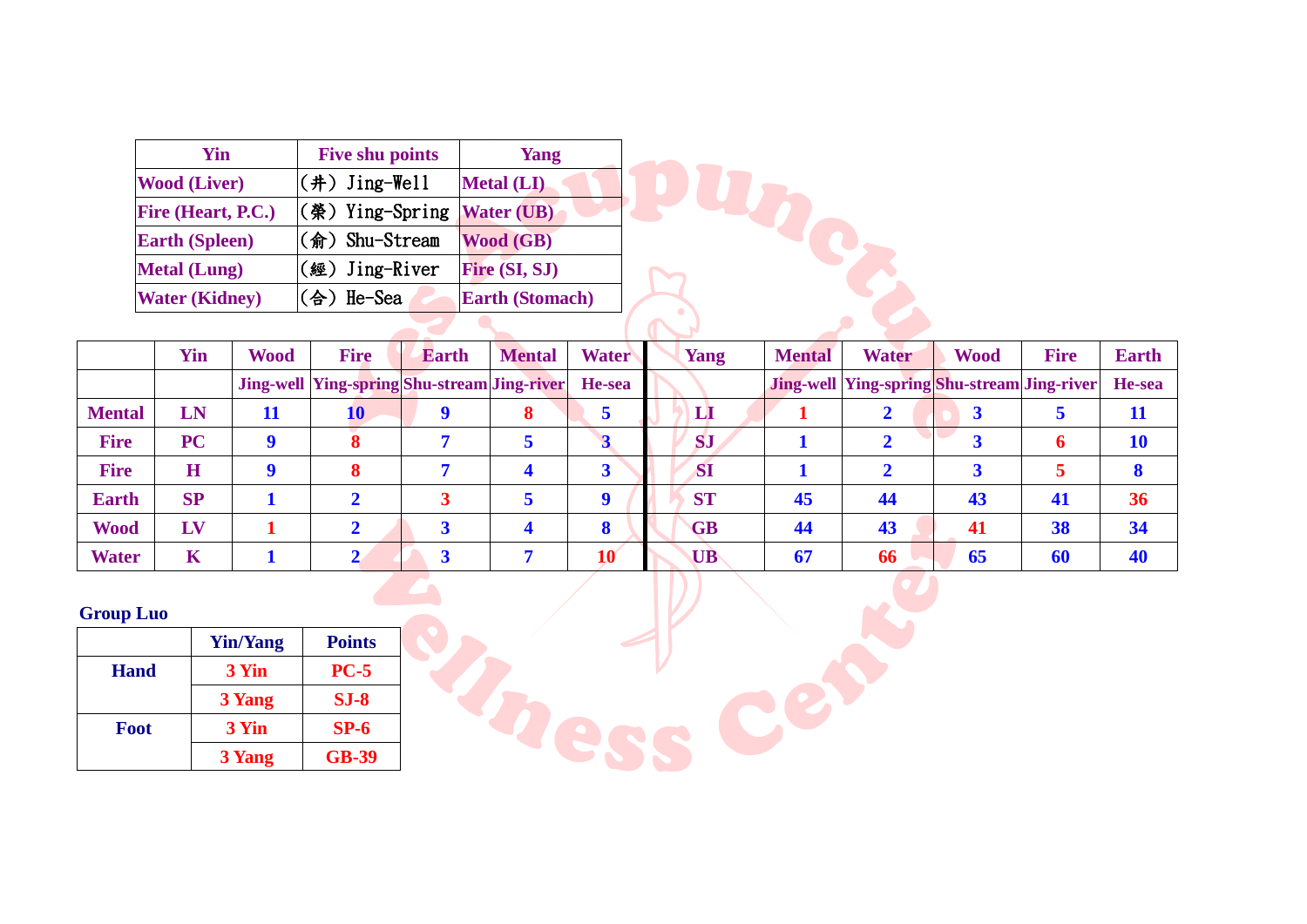| Yin | Five shu points | Yang |
|---|---|---|
| Wood (Liver) | （井）Jing-Well | Metal (LI) |
| Fire (Heart, P.C.) | （滎）Ying-Spring | Water (UB) |
| Earth (Spleen) | （俞）Shu-Stream | Wood (GB) |
| Metal (Lung) | （經）Jing-River | Fire (SI, SJ) |
| Water (Kidney) | （合）He-Sea | Earth (Stomach) |

| | Yin | Wood | Fire | Earth | Mental | Water | Yang | Mental | Water | Wood | Fire | Earth |
|---|---|---|---|---|---|---|---|---|---|---|---|---|
| | | Jing-well | Ying-spring | Shu-stream | Jing-river | He-sea | | Jing-well | Ying-spring | Shu-stream | Jing-river | He-sea |
| Mental | LN | 11 | 10 | 9 | 8 | 5 | LI | 1 | 2 | 3 | 5 | 11 |
| Fire | PC | 9 | 8 | 7 | 5 | 3 | SJ | 1 | 2 | 3 | 6 | 10 |
| Fire | H | 9 | 8 | 7 | 4 | 3 | SI | 1 | 2 | 3 | 5 | 8 |
| Earth | SP | 1 | 2 | 3 | 5 | 9 | ST | 45 | 44 | 43 | 41 | 36 |
| Wood | LV | 1 | 2 | 3 | 4 | 8 | GB | 44 | 43 | 41 | 38 | 34 |
| Water | K | 1 | 2 | 3 | 7 | 10 | UB | 67 | 66 | 65 | 60 | 40 |

**Group Luo**

| | Yin/Yang | Points |
|---|---|---|
| Hand | 3 Yin | PC-5 |
| | 3 Yang | SJ-8 |
| Foot | 3 Yin | SP-6 |
| | 3 Yang | GB-39 |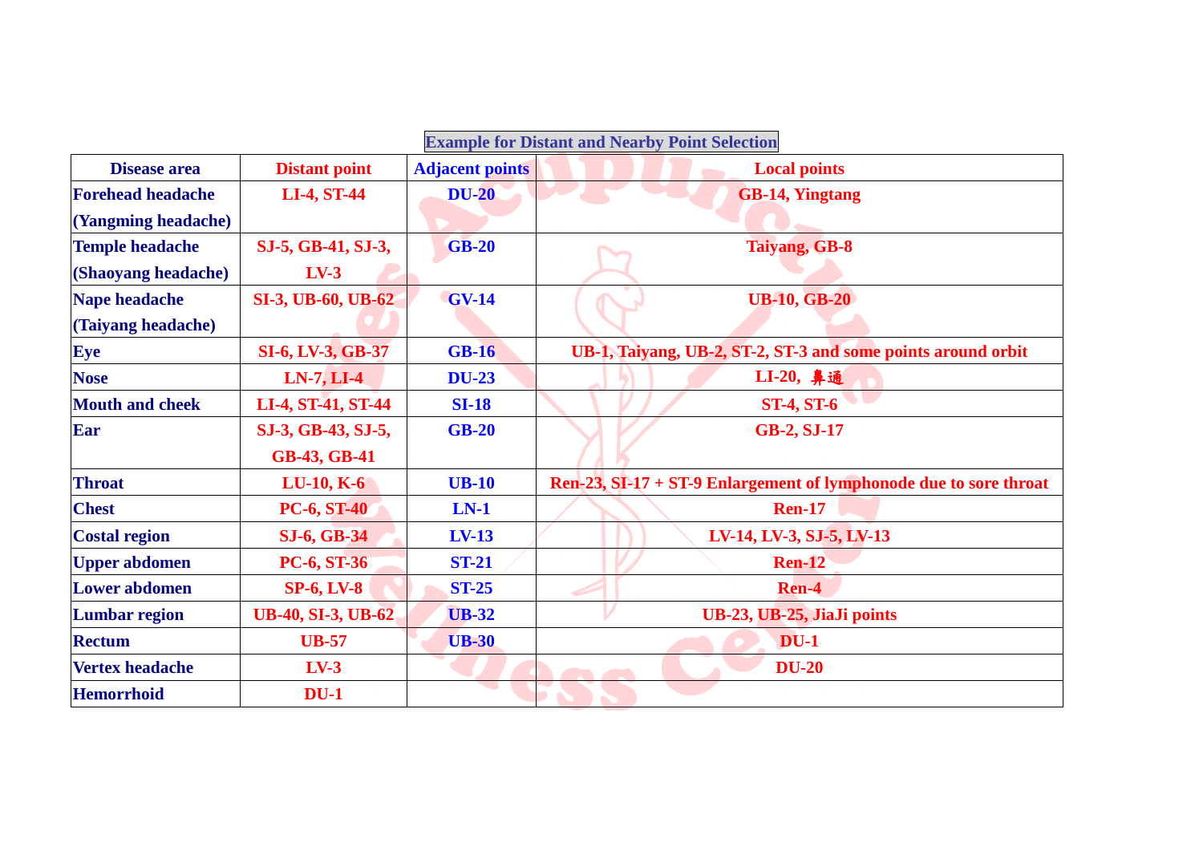**Example for Distant and Nearby Point Selection**

| Disease area | Distant point | Adjacent points | Local points |
|---|---|---|---|
| Forehead headache (Yangming headache) | LI-4, ST-44 | DU-20 | GB-14, Yingtang |
| Temple headache (Shaoyang headache) | SJ-5, GB-41, SJ-3, LV-3 | GB-20 | Taiyang, GB-8 |
| Nape headache (Taiyang headache) | SI-3, UB-60, UB-62 | GV-14 | UB-10, GB-20 |
| Eye | SI-6, LV-3, GB-37 | GB-16 | UB-1, Taiyang, UB-2, ST-2, ST-3 and some points around orbit |
| Nose | LN-7, LI-4 | DU-23 | LI-20, 鼻通 |
| Mouth and cheek | LI-4, ST-41, ST-44 | SI-18 | ST-4, ST-6 |
| Ear | SJ-3, GB-43, SJ-5, GB-43, GB-41 | GB-20 | GB-2, SJ-17 |
| Throat | LU-10, K-6 | UB-10 | Ren-23, SI-17 + ST-9 Enlargement of lymphonode due to sore throat |
| Chest | PC-6, ST-40 | LN-1 | Ren-17 |
| Costal region | SJ-6, GB-34 | LV-13 | LV-14, LV-3, SJ-5, LV-13 |
| Upper abdomen | PC-6, ST-36 | ST-21 | Ren-12 |
| Lower abdomen | SP-6, LV-8 | ST-25 | Ren-4 |
| Lumbar region | UB-40, SI-3, UB-62 | UB-32 | UB-23, UB-25, JiaJi points |
| Rectum | UB-57 | UB-30 | DU-1 |
| Vertex headache | LV-3 | | DU-20 |
| Hemorrhoid | DU-1 | | |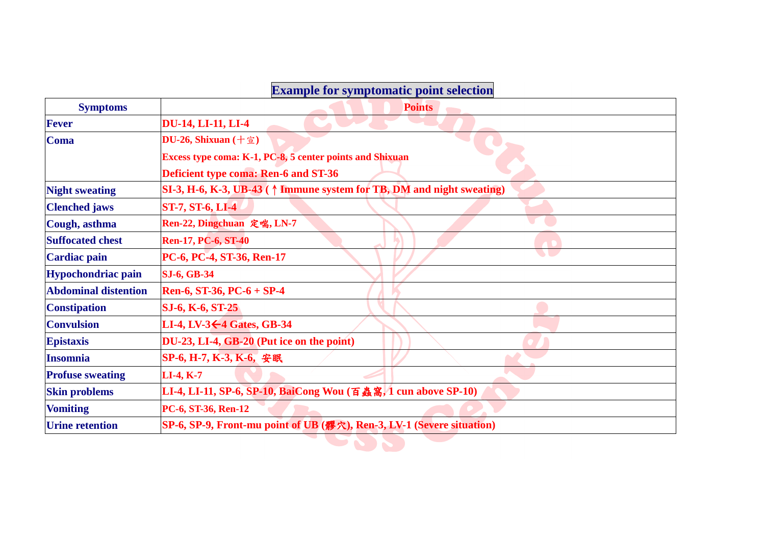## Example for symptomatic point selection

| Symptoms | Points |
|---|---|
| Fever | DU-14, LI-11, LI-4 |
| Coma | DU-26, Shixuan (十宣)<br>Excess type coma: K-1, PC-8, 5 center points and Shixuan<br>Deficient type coma: Ren-6 and ST-36 |
| Night sweating | SI-3, H-6, K-3, UB-43 (↑Immune system for TB, DM and night sweating) |
| Clenched jaws | ST-7, ST-6, LI-4 |
| Cough, asthma | Ren-22, Dingchuan 定喘, LN-7 |
| Suffocated chest | Ren-17, PC-6, ST-40 |
| Cardiac pain | PC-6, PC-4, ST-36, Ren-17 |
| Hypochondriac pain | SJ-6, GB-34 |
| Abdominal distention | Ren-6, ST-36, PC-6 + SP-4 |
| Constipation | SJ-6, K-6, ST-25 |
| Convulsion | LI-4, LV-3←4 Gates, GB-34 |
| Epistaxis | DU-23, LI-4, GB-20 (Put ice on the point) |
| Insomnia | SP-6, H-7, K-3, K-6, 安眠 |
| Profuse sweating | LI-4, K-7 |
| Skin problems | LI-4, LI-11, SP-6, SP-10, BaiCong Wou (百蟲窩, 1 cun above SP-10) |
| Vomiting | PC-6, ST-36, Ren-12 |
| Urine retention | SP-6, SP-9, Front-mu point of UB (膠穴), Ren-3, LV-1 (Severe situation) |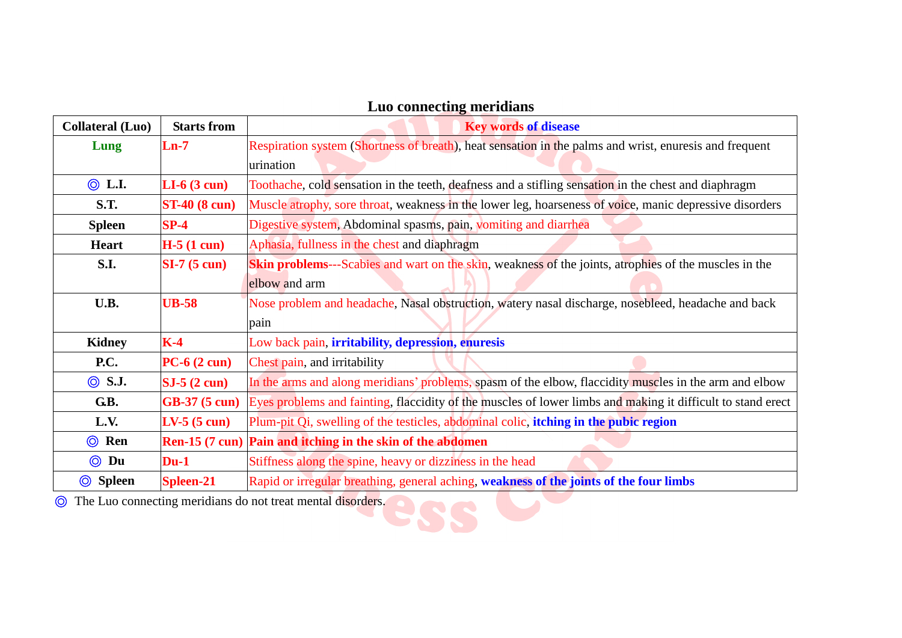## Luo connecting meridians

| Collateral (Luo) | Starts from | Key words of disease |
|---|---|---|
| Lung | Ln-7 | Respiration system (Shortness of breath), heat sensation in the palms and wrist, enuresis and frequent urination |
| ◎ L.I. | LI-6 (3 cun) | Toothache, cold sensation in the teeth, deafness and a stifling sensation in the chest and diaphragm |
| S.T. | ST-40 (8 cun) | Muscle atrophy, sore throat, weakness in the lower leg, hoarseness of voice, manic depressive disorders |
| Spleen | SP-4 | Digestive system, Abdominal spasms, pain, vomiting and diarrhea |
| Heart | H-5 (1 cun) | Aphasia, fullness in the chest and diaphragm |
| S.I. | SI-7 (5 cun) | **Skin problems**---Scabies and wart on the skin, weakness of the joints, atrophies of the muscles in the elbow and arm |
| U.B. | UB-58 | Nose problem and headache, Nasal obstruction, watery nasal discharge, nosebleed, headache and back pain |
| Kidney | K-4 | Low back pain, **irritability, depression, enuresis** |
| P.C. | PC-6 (2 cun) | Chest pain, and irritability |
| ◎ S.J. | SJ-5 (2 cun) | In the arms and along meridians' problems, spasm of the elbow, flaccidity muscles in the arm and elbow |
| G.B. | GB-37 (5 cun) | Eyes problems and fainting, flaccidity of the muscles of lower limbs and making it difficult to stand erect |
| L.V. | LV-5 (5 cun) | Plum-pit Qi, swelling of the testicles, abdominal colic, **itching in the pubic region** |
| ◎ Ren | Ren-15 (7 cun) | **Pain and itching in the skin of the abdomen** |
| ◎ Du | Du-1 | Stiffness along the spine, heavy or dizziness in the head |
| ◎ Spleen | Spleen-21 | Rapid or irregular breathing, general aching, **weakness of the joints of the four limbs** |

◎ The Luo connecting meridians do not treat mental disorders.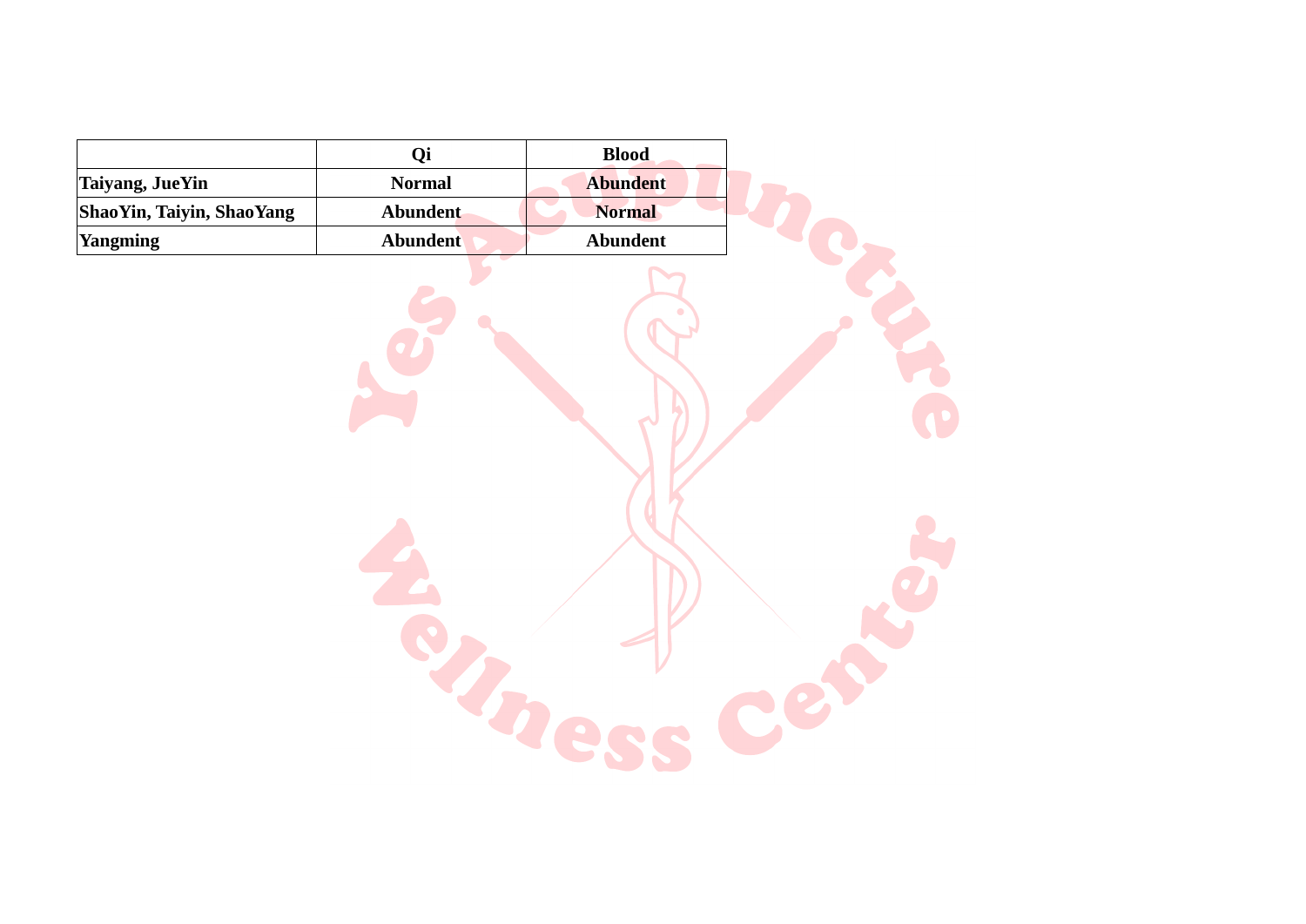| | Qi | Blood |
|---|---|---|
| **Taiyang, JueYin** | **Normal** | **Abundent** |
| **ShaoYin, Taiyin, ShaoYang** | **Abundent** | **Normal** |
| **Yangming** | **Abundent** | **Abundent** |